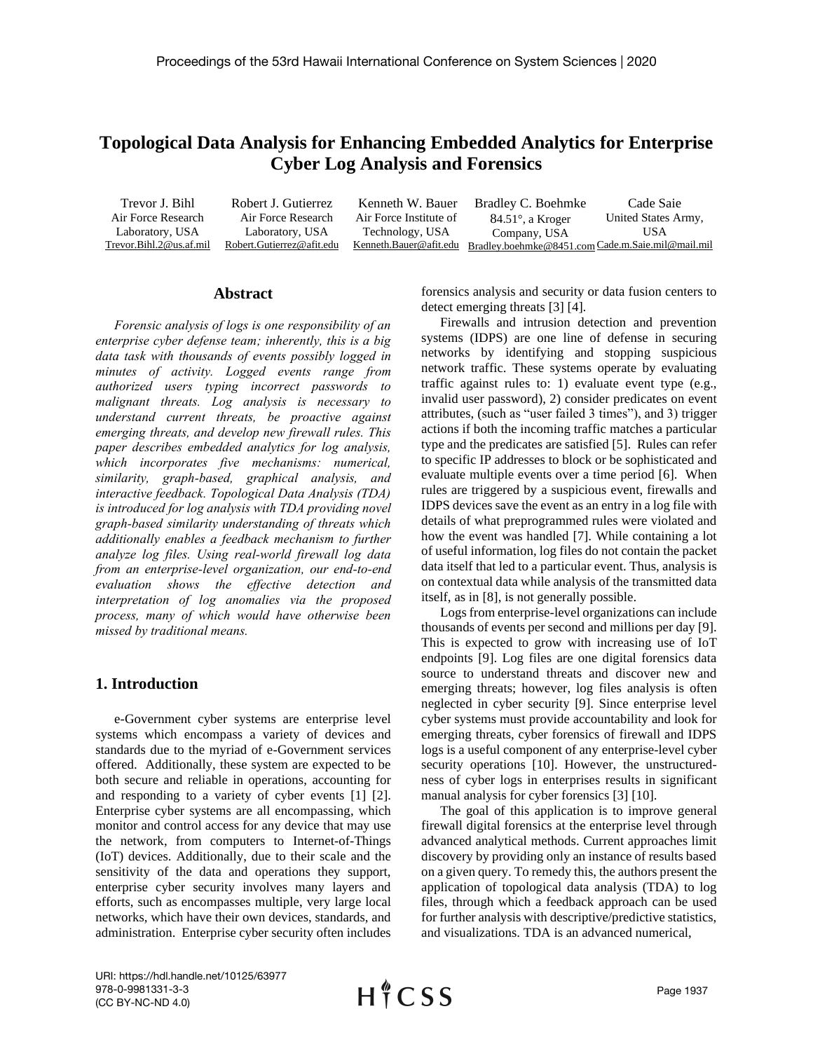# Topological Data Analysis for Enhancing Embedded Analytics for Enterprise Cyber Log Analysis and Forensics

Trevor J. Bihl
Air Force Research Laboratory, USA
Trevor.Bihl.2@us.af.mil

Robert J. Gutierrez
Air Force Research Laboratory, USA
Robert.Gutierrez@afit.edu

Kenneth W. Bauer
Air Force Institute of Technology, USA
Kenneth.Bauer@afit.edu

Bradley C. Boehmke
84.51°, a Kroger Company, USA
Bradley.boehmke@8451.com

Cade Saie
United States Army, USA
Cade.m.Saie.mil@mail.mil

## Abstract

*Forensic analysis of logs is one responsibility of an enterprise cyber defense team; inherently, this is a big data task with thousands of events possibly logged in minutes of activity. Logged events range from authorized users typing incorrect passwords to malignant threats. Log analysis is necessary to understand current threats, be proactive against emerging threats, and develop new firewall rules. This paper describes embedded analytics for log analysis, which incorporates five mechanisms: numerical, similarity, graph-based, graphical analysis, and interactive feedback. Topological Data Analysis (TDA) is introduced for log analysis with TDA providing novel graph-based similarity understanding of threats which additionally enables a feedback mechanism to further analyze log files. Using real-world firewall log data from an enterprise-level organization, our end-to-end evaluation shows the effective detection and interpretation of log anomalies via the proposed process, many of which would have otherwise been missed by traditional means.*

## 1. Introduction

e-Government cyber systems are enterprise level systems which encompass a variety of devices and standards due to the myriad of e-Government services offered. Additionally, these system are expected to be both secure and reliable in operations, accounting for and responding to a variety of cyber events [1] [2]. Enterprise cyber systems are all encompassing, which monitor and control access for any device that may use the network, from computers to Internet-of-Things (IoT) devices. Additionally, due to their scale and the sensitivity of the data and operations they support, enterprise cyber security involves many layers and efforts, such as encompasses multiple, very large local networks, which have their own devices, standards, and administration. Enterprise cyber security often includes forensics analysis and security or data fusion centers to detect emerging threats [3] [4].

Firewalls and intrusion detection and prevention systems (IDPS) are one line of defense in securing networks by identifying and stopping suspicious network traffic. These systems operate by evaluating traffic against rules to: 1) evaluate event type (e.g., invalid user password), 2) consider predicates on event attributes, (such as "user failed 3 times"), and 3) trigger actions if both the incoming traffic matches a particular type and the predicates are satisfied [5]. Rules can refer to specific IP addresses to block or be sophisticated and evaluate multiple events over a time period [6]. When rules are triggered by a suspicious event, firewalls and IDPS devices save the event as an entry in a log file with details of what preprogrammed rules were violated and how the event was handled [7]. While containing a lot of useful information, log files do not contain the packet data itself that led to a particular event. Thus, analysis is on contextual data while analysis of the transmitted data itself, as in [8], is not generally possible.

Logs from enterprise-level organizations can include thousands of events per second and millions per day [9]. This is expected to grow with increasing use of IoT endpoints [9]. Log files are one digital forensics data source to understand threats and discover new and emerging threats; however, log files analysis is often neglected in cyber security [9]. Since enterprise level cyber systems must provide accountability and look for emerging threats, cyber forensics of firewall and IDPS logs is a useful component of any enterprise-level cyber security operations [10]. However, the unstructuredness of cyber logs in enterprises results in significant manual analysis for cyber forensics [3] [10].

The goal of this application is to improve general firewall digital forensics at the enterprise level through advanced analytical methods. Current approaches limit discovery by providing only an instance of results based on a given query. To remedy this, the authors present the application of topological data analysis (TDA) to log files, through which a feedback approach can be used for further analysis with descriptive/predictive statistics, and visualizations. TDA is an advanced numerical,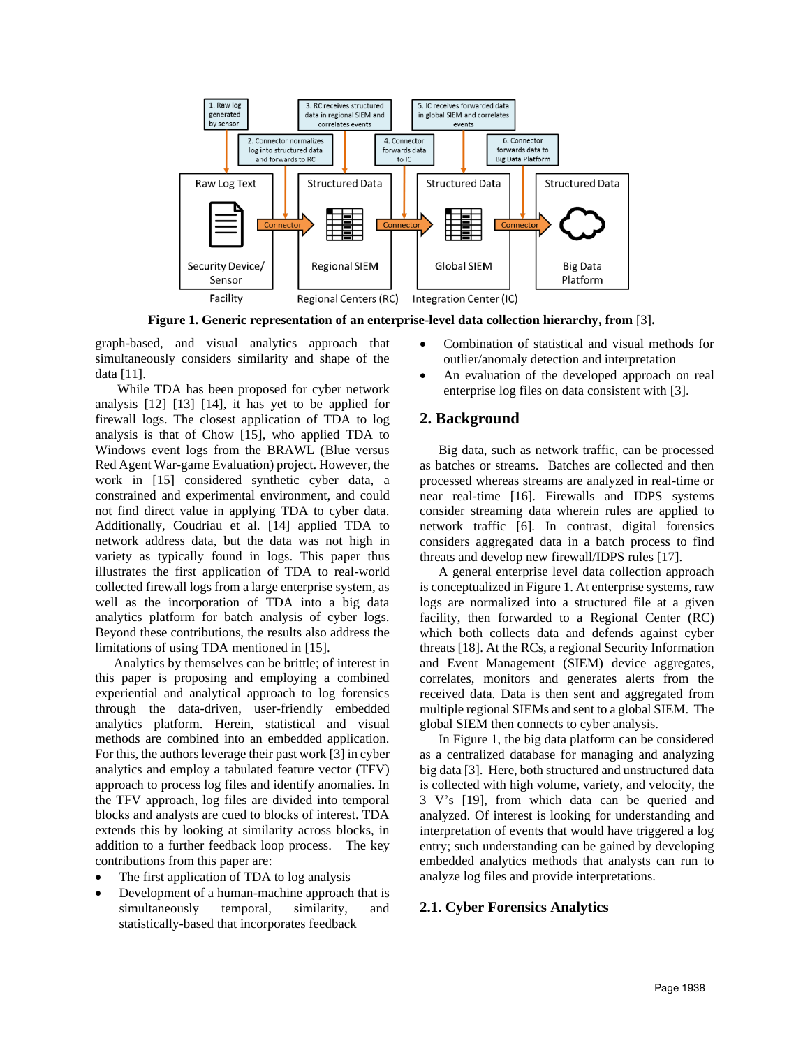**Figure 1. Generic representation of an enterprise-level data collection hierarchy, from** [3]**.**

graph-based, and visual analytics approach that simultaneously considers similarity and shape of the data [11].

While TDA has been proposed for cyber network analysis [12] [13] [14], it has yet to be applied for firewall logs. The closest application of TDA to log analysis is that of Chow [15], who applied TDA to Windows event logs from the BRAWL (Blue versus Red Agent War-game Evaluation) project. However, the work in [15] considered synthetic cyber data, a constrained and experimental environment, and could not find direct value in applying TDA to cyber data. Additionally, Coudriau et al. [14] applied TDA to network address data, but the data was not high in variety as typically found in logs. This paper thus illustrates the first application of TDA to real-world collected firewall logs from a large enterprise system, as well as the incorporation of TDA into a big data analytics platform for batch analysis of cyber logs. Beyond these contributions, the results also address the limitations of using TDA mentioned in [15].

Analytics by themselves can be brittle; of interest in this paper is proposing and employing a combined experiential and analytical approach to log forensics through the data-driven, user-friendly embedded analytics platform. Herein, statistical and visual methods are combined into an embedded application. For this, the authors leverage their past work [3] in cyber analytics and employ a tabulated feature vector (TFV) approach to process log files and identify anomalies. In the TFV approach, log files are divided into temporal blocks and analysts are cued to blocks of interest. TDA extends this by looking at similarity across blocks, in addition to a further feedback loop process. The key contributions from this paper are:

- The first application of TDA to log analysis
- Development of a human-machine approach that is simultaneously temporal, similarity, and statistically-based that incorporates feedback
- Combination of statistical and visual methods for outlier/anomaly detection and interpretation
- An evaluation of the developed approach on real enterprise log files on data consistent with [3].

## 2. Background

Big data, such as network traffic, can be processed as batches or streams. Batches are collected and then processed whereas streams are analyzed in real-time or near real-time [16]. Firewalls and IDPS systems consider streaming data wherein rules are applied to network traffic [6]. In contrast, digital forensics considers aggregated data in a batch process to find threats and develop new firewall/IDPS rules [17].

A general enterprise level data collection approach is conceptualized in Figure 1. At enterprise systems, raw logs are normalized into a structured file at a given facility, then forwarded to a Regional Center (RC) which both collects data and defends against cyber threats [18]. At the RCs, a regional Security Information and Event Management (SIEM) device aggregates, correlates, monitors and generates alerts from the received data. Data is then sent and aggregated from multiple regional SIEMs and sent to a global SIEM. The global SIEM then connects to cyber analysis.

In Figure 1, the big data platform can be considered as a centralized database for managing and analyzing big data [3]. Here, both structured and unstructured data is collected with high volume, variety, and velocity, the 3 V's [19], from which data can be queried and analyzed. Of interest is looking for understanding and interpretation of events that would have triggered a log entry; such understanding can be gained by developing embedded analytics methods that analysts can run to analyze log files and provide interpretations.

### 2.1. Cyber Forensics Analytics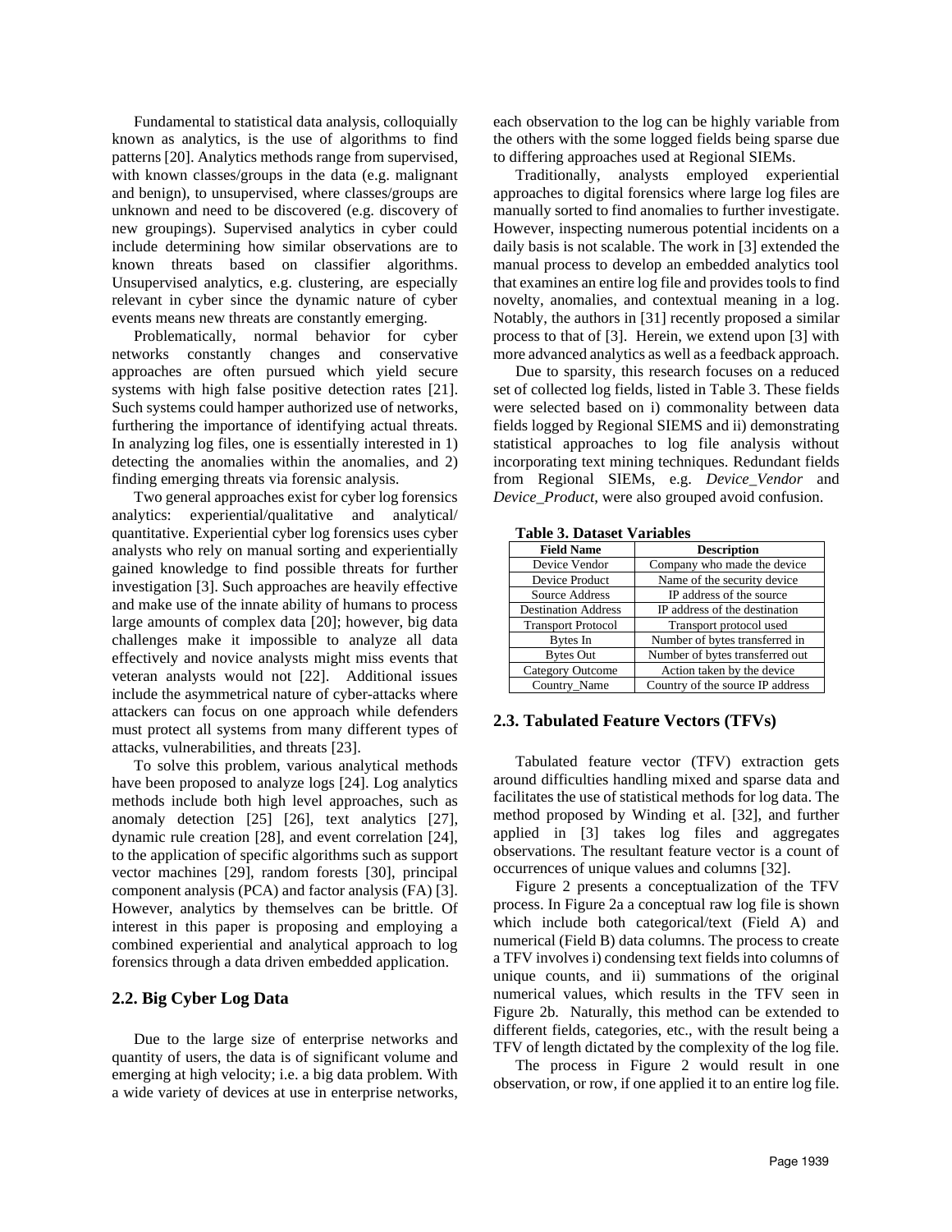Fundamental to statistical data analysis, colloquially known as analytics, is the use of algorithms to find patterns [20]. Analytics methods range from supervised, with known classes/groups in the data (e.g. malignant and benign), to unsupervised, where classes/groups are unknown and need to be discovered (e.g. discovery of new groupings). Supervised analytics in cyber could include determining how similar observations are to known threats based on classifier algorithms. Unsupervised analytics, e.g. clustering, are especially relevant in cyber since the dynamic nature of cyber events means new threats are constantly emerging.

Problematically, normal behavior for cyber networks constantly changes and conservative approaches are often pursued which yield secure systems with high false positive detection rates [21]. Such systems could hamper authorized use of networks, furthering the importance of identifying actual threats. In analyzing log files, one is essentially interested in 1) detecting the anomalies within the anomalies, and 2) finding emerging threats via forensic analysis.

Two general approaches exist for cyber log forensics analytics: experiential/qualitative and analytical/ quantitative. Experiential cyber log forensics uses cyber analysts who rely on manual sorting and experientially gained knowledge to find possible threats for further investigation [3]. Such approaches are heavily effective and make use of the innate ability of humans to process large amounts of complex data [20]; however, big data challenges make it impossible to analyze all data effectively and novice analysts might miss events that veteran analysts would not [22]. Additional issues include the asymmetrical nature of cyber-attacks where attackers can focus on one approach while defenders must protect all systems from many different types of attacks, vulnerabilities, and threats [23].

To solve this problem, various analytical methods have been proposed to analyze logs [24]. Log analytics methods include both high level approaches, such as anomaly detection [25] [26], text analytics [27], dynamic rule creation [28], and event correlation [24], to the application of specific algorithms such as support vector machines [29], random forests [30], principal component analysis (PCA) and factor analysis (FA) [3]. However, analytics by themselves can be brittle. Of interest in this paper is proposing and employing a combined experiential and analytical approach to log forensics through a data driven embedded application.

## 2.2. Big Cyber Log Data

Due to the large size of enterprise networks and quantity of users, the data is of significant volume and emerging at high velocity; i.e. a big data problem. With a wide variety of devices at use in enterprise networks, each observation to the log can be highly variable from the others with the some logged fields being sparse due to differing approaches used at Regional SIEMs.

Traditionally, analysts employed experiential approaches to digital forensics where large log files are manually sorted to find anomalies to further investigate. However, inspecting numerous potential incidents on a daily basis is not scalable. The work in [3] extended the manual process to develop an embedded analytics tool that examines an entire log file and provides tools to find novelty, anomalies, and contextual meaning in a log. Notably, the authors in [31] recently proposed a similar process to that of [3]. Herein, we extend upon [3] with more advanced analytics as well as a feedback approach.

Due to sparsity, this research focuses on a reduced set of collected log fields, listed in Table 3. These fields were selected based on i) commonality between data fields logged by Regional SIEMS and ii) demonstrating statistical approaches to log file analysis without incorporating text mining techniques. Redundant fields from Regional SIEMs, e.g. *Device_Vendor* and *Device_Product*, were also grouped avoid confusion.

**Table 3. Dataset Variables**

| Field Name | Description |
|---|---|
| Device Vendor | Company who made the device |
| Device Product | Name of the security device |
| Source Address | IP address of the source |
| Destination Address | IP address of the destination |
| Transport Protocol | Transport protocol used |
| Bytes In | Number of bytes transferred in |
| Bytes Out | Number of bytes transferred out |
| Category Outcome | Action taken by the device |
| Country_Name | Country of the source IP address |

## 2.3. Tabulated Feature Vectors (TFVs)

Tabulated feature vector (TFV) extraction gets around difficulties handling mixed and sparse data and facilitates the use of statistical methods for log data. The method proposed by Winding et al. [32], and further applied in [3] takes log files and aggregates observations. The resultant feature vector is a count of occurrences of unique values and columns [32].

Figure 2 presents a conceptualization of the TFV process. In Figure 2a a conceptual raw log file is shown which include both categorical/text (Field A) and numerical (Field B) data columns. The process to create a TFV involves i) condensing text fields into columns of unique counts, and ii) summations of the original numerical values, which results in the TFV seen in Figure 2b. Naturally, this method can be extended to different fields, categories, etc., with the result being a TFV of length dictated by the complexity of the log file.

The process in Figure 2 would result in one observation, or row, if one applied it to an entire log file.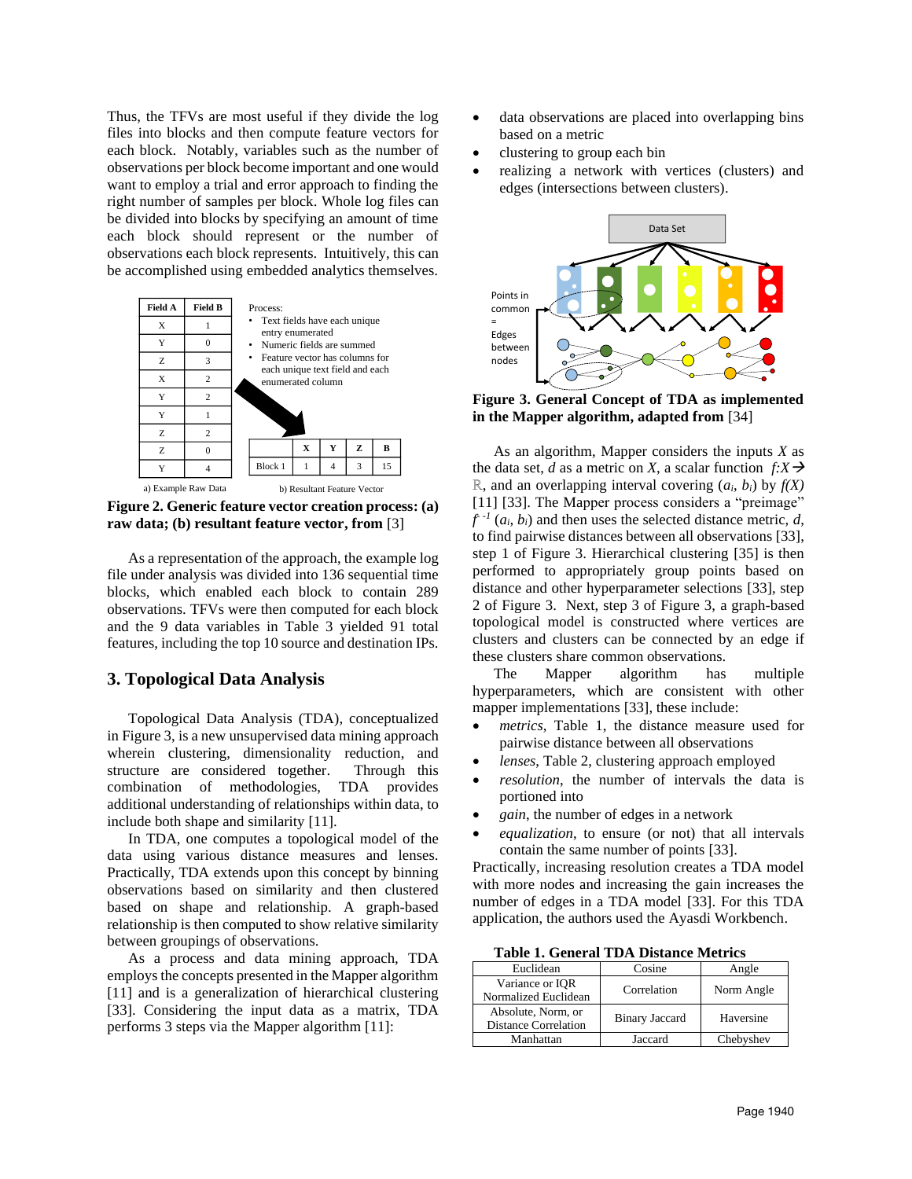Thus, the TFVs are most useful if they divide the log files into blocks and then compute feature vectors for each block. Notably, variables such as the number of observations per block become important and one would want to employ a trial and error approach to finding the right number of samples per block. Whole log files can be divided into blocks by specifying an amount of time each block should represent or the number of observations each block represents. Intuitively, this can be accomplished using embedded analytics themselves.

| Field A | Field B |
|---|---|
| X | 1 |
| Y | 0 |
| Z | 3 |
| X | 2 |
| Y | 2 |
| Y | 1 |
| Z | 2 |
| Z | 0 |
| Y | 4 |

a) Example Raw Data

Process:
- Text fields have each unique entry enumerated
- Numeric fields are summed
- Feature vector has columns for each unique text field and each enumerated column

| | X | Y | Z | B |
|---|---|---|---|---|
| Block 1 | 1 | 4 | 3 | 15 |

b) Resultant Feature Vector

**Figure 2. Generic feature vector creation process: (a) raw data; (b) resultant feature vector, from** [3]

As a representation of the approach, the example log file under analysis was divided into 136 sequential time blocks, which enabled each block to contain 289 observations. TFVs were then computed for each block and the 9 data variables in Table 3 yielded 91 total features, including the top 10 source and destination IPs.

## 3. Topological Data Analysis

Topological Data Analysis (TDA), conceptualized in Figure 3, is a new unsupervised data mining approach wherein clustering, dimensionality reduction, and structure are considered together. Through this combination of methodologies, TDA provides additional understanding of relationships within data, to include both shape and similarity [11].

In TDA, one computes a topological model of the data using various distance measures and lenses. Practically, TDA extends upon this concept by binning observations based on similarity and then clustered based on shape and relationship. A graph-based relationship is then computed to show relative similarity between groupings of observations.

As a process and data mining approach, TDA employs the concepts presented in the Mapper algorithm [11] and is a generalization of hierarchical clustering [33]. Considering the input data as a matrix, TDA performs 3 steps via the Mapper algorithm [11]:

- data observations are placed into overlapping bins based on a metric
- clustering to group each bin
- realizing a network with vertices (clusters) and edges (intersections between clusters).

**Figure 3. General Concept of TDA as implemented in the Mapper algorithm, adapted from** [34]

As an algorithm, Mapper considers the inputs $X$ as the data set, $d$ as a metric on $X$, a scalar function $f{:}X \rightarrow \mathbb{R}$, and an overlapping interval covering $(a_i, b_i)$ by $f(X)$ [11] [33]. The Mapper process considers a "preimage" $f^{-1}(a_i, b_i)$ and then uses the selected distance metric, $d$, to find pairwise distances between all observations [33], step 1 of Figure 3. Hierarchical clustering [35] is then performed to appropriately group points based on distance and other hyperparameter selections [33], step 2 of Figure 3. Next, step 3 of Figure 3, a graph-based topological model is constructed where vertices are clusters and clusters can be connected by an edge if these clusters share common observations.

The Mapper algorithm has multiple hyperparameters, which are consistent with other mapper implementations [33], these include:

- *metrics*, Table 1, the distance measure used for pairwise distance between all observations
- *lenses*, Table 2, clustering approach employed
- *resolution*, the number of intervals the data is portioned into
- *gain*, the number of edges in a network
- *equalization*, to ensure (or not) that all intervals contain the same number of points [33].

Practically, increasing resolution creates a TDA model with more nodes and increasing the gain increases the number of edges in a TDA model [33]. For this TDA application, the authors used the Ayasdi Workbench.

**Table 1. General TDA Distance Metrics**

| Euclidean | Cosine | Angle |
|---|---|---|
| Variance or IQR Normalized Euclidean | Correlation | Norm Angle |
| Absolute, Norm, or Distance Correlation | Binary Jaccard | Haversine |
| Manhattan | Jaccard | Chebyshev |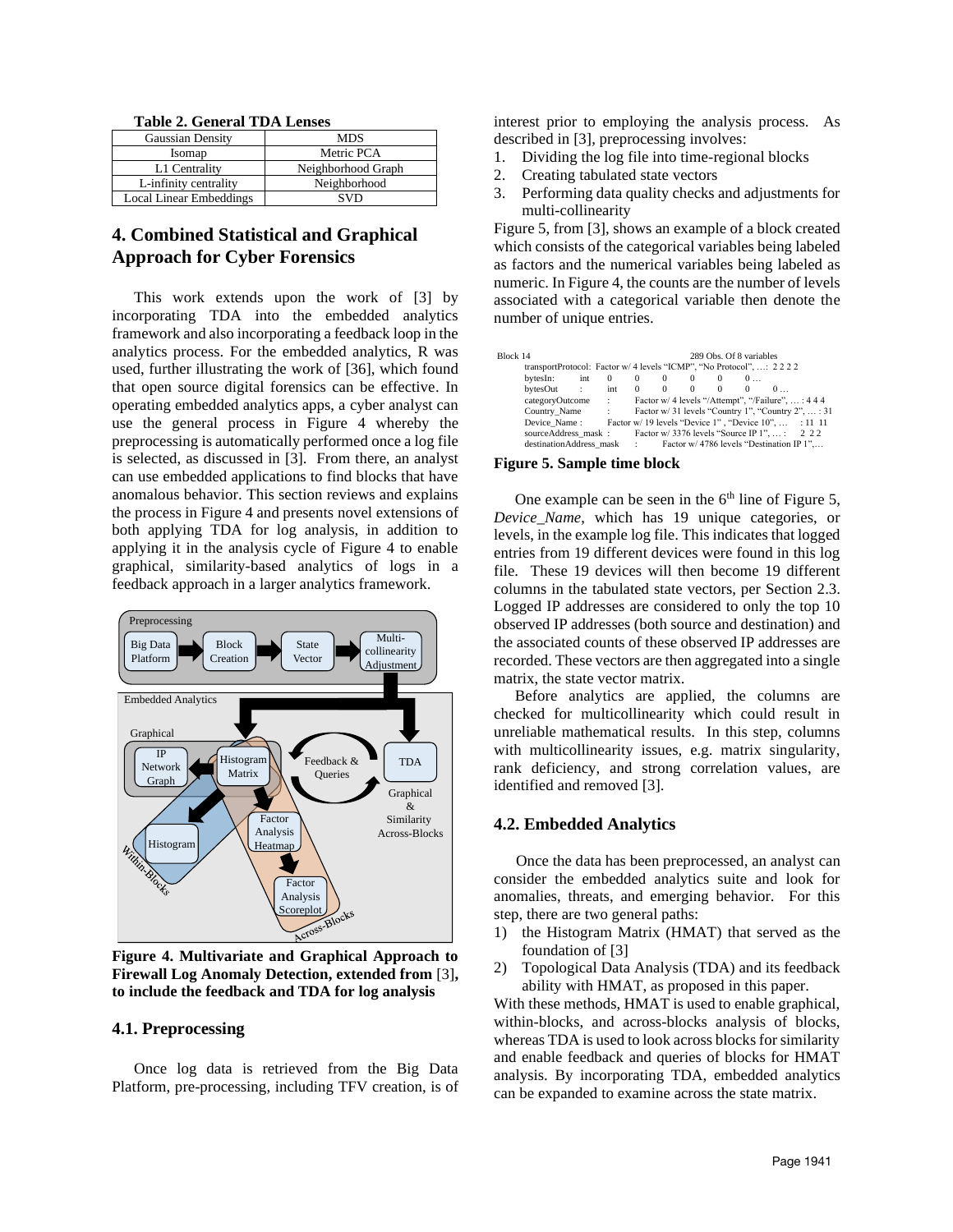**Table 2. General TDA Lenses**

| Gaussian Density | MDS |
|---|---|
| Isomap | Metric PCA |
| L1 Centrality | Neighborhood Graph |
| L-infinity centrality | Neighborhood |
| Local Linear Embeddings | SVD |

## 4. Combined Statistical and Graphical Approach for Cyber Forensics

This work extends upon the work of [3] by incorporating TDA into the embedded analytics framework and also incorporating a feedback loop in the analytics process. For the embedded analytics, R was used, further illustrating the work of [36], which found that open source digital forensics can be effective. In operating embedded analytics apps, a cyber analyst can use the general process in Figure 4 whereby the preprocessing is automatically performed once a log file is selected, as discussed in [3]. From there, an analyst can use embedded applications to find blocks that have anomalous behavior. This section reviews and explains the process in Figure 4 and presents novel extensions of both applying TDA for log analysis, in addition to applying it in the analysis cycle of Figure 4 to enable graphical, similarity-based analytics of logs in a feedback approach in a larger analytics framework.

**Figure 4. Multivariate and Graphical Approach to Firewall Log Anomaly Detection, extended from [3], to include the feedback and TDA for log analysis**

### 4.1. Preprocessing

Once log data is retrieved from the Big Data Platform, pre-processing, including TFV creation, is of interest prior to employing the analysis process. As described in [3], preprocessing involves:

1. Dividing the log file into time-regional blocks
2. Creating tabulated state vectors
3. Performing data quality checks and adjustments for multi-collinearity

Figure 5, from [3], shows an example of a block created which consists of the categorical variables being labeled as factors and the numerical variables being labeled as numeric. In Figure 4, the counts are the number of levels associated with a categorical variable then denote the number of unique entries.

```
Block 14                                          289 Obs. Of 8 variables
    transportProtocol:  Factor w/ 4 levels "ICMP", "No Protocol", ...:  2 2 2 2
    bytesIn:        int    0      0      0      0      0      0 ...
    bytesOut        :      int    0      0      0      0      0      0 ...
    categoryOutcome        :      Factor w/ 4 levels "/Attempt", "/Failure", ... : 4 4 4
    Country_Name           :      Factor w/ 31 levels "Country 1", "Country 2", ... : 31
    Device_Name :          Factor w/ 19 levels "Device 1" , "Device 10", ...   : 11  11
    sourceAddress_mask :   Factor w/ 3376 levels "Source IP 1", ... :    2  2 2
    destinationAddress_mask    :    Factor w/ 4786 levels "Destination IP 1",...
```

**Figure 5. Sample time block**

One example can be seen in the 6th line of Figure 5, *Device_Name*, which has 19 unique categories, or levels, in the example log file. This indicates that logged entries from 19 different devices were found in this log file. These 19 devices will then become 19 different columns in the tabulated state vectors, per Section 2.3. Logged IP addresses are considered to only the top 10 observed IP addresses (both source and destination) and the associated counts of these observed IP addresses are recorded. These vectors are then aggregated into a single matrix, the state vector matrix.

Before analytics are applied, the columns are checked for multicollinearity which could result in unreliable mathematical results. In this step, columns with multicollinearity issues, e.g. matrix singularity, rank deficiency, and strong correlation values, are identified and removed [3].

### 4.2. Embedded Analytics

Once the data has been preprocessed, an analyst can consider the embedded analytics suite and look for anomalies, threats, and emerging behavior. For this step, there are two general paths:

1) the Histogram Matrix (HMAT) that served as the foundation of [3]
2) Topological Data Analysis (TDA) and its feedback ability with HMAT, as proposed in this paper.

With these methods, HMAT is used to enable graphical, within-blocks, and across-blocks analysis of blocks, whereas TDA is used to look across blocks for similarity and enable feedback and queries of blocks for HMAT analysis. By incorporating TDA, embedded analytics can be expanded to examine across the state matrix.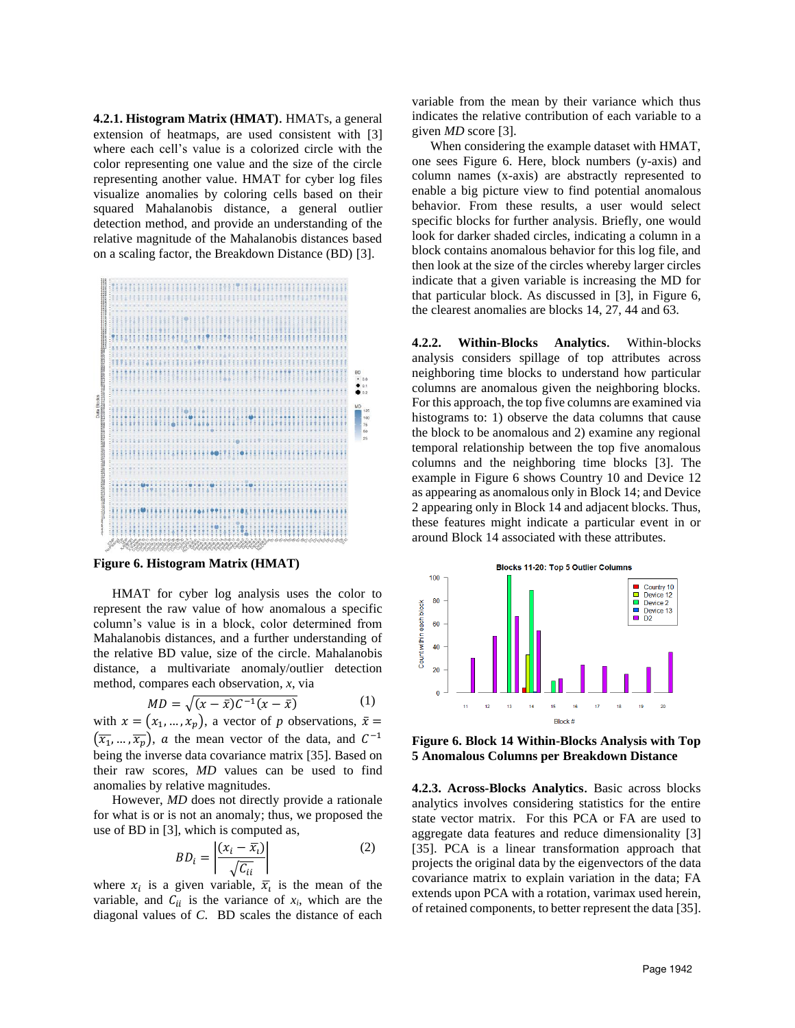**4.2.1. Histogram Matrix (HMAT).** HMATs, a general extension of heatmaps, are used consistent with [3] where each cell's value is a colorized circle with the color representing one value and the size of the circle representing another value. HMAT for cyber log files visualize anomalies by coloring cells based on their squared Mahalanobis distance, a general outlier detection method, and provide an understanding of the relative magnitude of the Mahalanobis distances based on a scaling factor, the Breakdown Distance (BD) [3].

**Figure 6. Histogram Matrix (HMAT)**

HMAT for cyber log analysis uses the color to represent the raw value of how anomalous a specific column's value is in a block, color determined from Mahalanobis distances, and a further understanding of the relative BD value, size of the circle. Mahalanobis distance, a multivariate anomaly/outlier detection method, compares each observation, $x$, via

$$MD = \sqrt{(x - \bar{x})C^{-1}(x - \bar{x})} \quad (1)$$

with $x = (x_1, \ldots, x_p)$, a vector of $p$ observations, $\bar{x} = (\overline{x_1}, \ldots, \overline{x_p})$, $a$ the mean vector of the data, and $C^{-1}$ being the inverse data covariance matrix [35]. Based on their raw scores, *MD* values can be used to find anomalies by relative magnitudes.

However, *MD* does not directly provide a rationale for what is or is not an anomaly; thus, we proposed the use of BD in [3], which is computed as,

$$BD_i = \left| \frac{(x_i - \bar{x}_i)}{\sqrt{C_{ii}}} \right| \quad (2)$$

where $x_i$ is a given variable, $\bar{x}_i$ is the mean of the variable, and $C_{ii}$ is the variance of $x_i$, which are the diagonal values of $C$. BD scales the distance of each variable from the mean by their variance which thus indicates the relative contribution of each variable to a given *MD* score [3].

When considering the example dataset with HMAT, one sees Figure 6. Here, block numbers (y-axis) and column names (x-axis) are abstractly represented to enable a big picture view to find potential anomalous behavior. From these results, a user would select specific blocks for further analysis. Briefly, one would look for darker shaded circles, indicating a column in a block contains anomalous behavior for this log file, and then look at the size of the circles whereby larger circles indicate that a given variable is increasing the MD for that particular block. As discussed in [3], in Figure 6, the clearest anomalies are blocks 14, 27, 44 and 63.

**4.2.2. Within-Blocks Analytics.** Within-blocks analysis considers spillage of top attributes across neighboring time blocks to understand how particular columns are anomalous given the neighboring blocks. For this approach, the top five columns are examined via histograms to: 1) observe the data columns that cause the block to be anomalous and 2) examine any regional temporal relationship between the top five anomalous columns and the neighboring time blocks [3]. The example in Figure 6 shows Country 10 and Device 12 as appearing as anomalous only in Block 14; and Device 2 appearing only in Block 14 and adjacent blocks. Thus, these features might indicate a particular event in or around Block 14 associated with these attributes.

**Figure 6. Block 14 Within-Blocks Analysis with Top 5 Anomalous Columns per Breakdown Distance**

**4.2.3. Across-Blocks Analytics.** Basic across blocks analytics involves considering statistics for the entire state vector matrix. For this PCA or FA are used to aggregate data features and reduce dimensionality [3] [35]. PCA is a linear transformation approach that projects the original data by the eigenvectors of the data covariance matrix to explain variation in the data; FA extends upon PCA with a rotation, varimax used herein, of retained components, to better represent the data [35].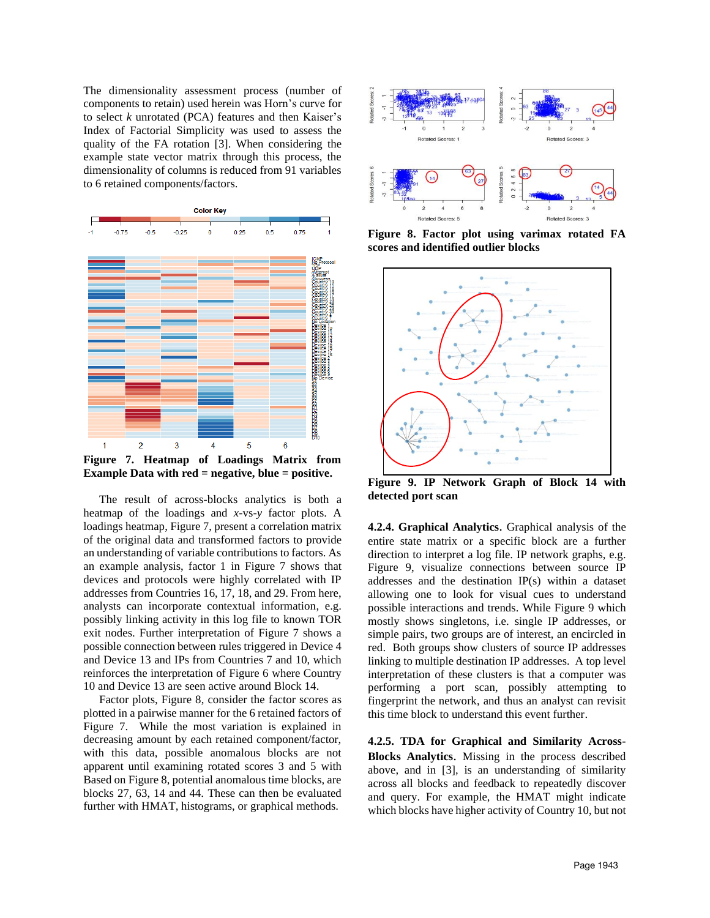The dimensionality assessment process (number of components to retain) used herein was Horn's curve for to select $k$ unrotated (PCA) features and then Kaiser's Index of Factorial Simplicity was used to assess the quality of the FA rotation [3]. When considering the example state vector matrix through this process, the dimensionality of columns is reduced from 91 variables to 6 retained components/factors.

**Figure 7. Heatmap of Loadings Matrix from Example Data with red = negative, blue = positive.**

The result of across-blocks analytics is both a heatmap of the loadings and $x$-vs-$y$ factor plots. A loadings heatmap, Figure 7, present a correlation matrix of the original data and transformed factors to provide an understanding of variable contributions to factors. As an example analysis, factor 1 in Figure 7 shows that devices and protocols were highly correlated with IP addresses from Countries 16, 17, 18, and 29. From here, analysts can incorporate contextual information, e.g. possibly linking activity in this log file to known TOR exit nodes. Further interpretation of Figure 7 shows a possible connection between rules triggered in Device 4 and Device 13 and IPs from Countries 7 and 10, which reinforces the interpretation of Figure 6 where Country 10 and Device 13 are seen active around Block 14.

Factor plots, Figure 8, consider the factor scores as plotted in a pairwise manner for the 6 retained factors of Figure 7. While the most variation is explained in decreasing amount by each retained component/factor, with this data, possible anomalous blocks are not apparent until examining rotated scores 3 and 5 with Based on Figure 8, potential anomalous time blocks, are blocks 27, 63, 14 and 44. These can then be evaluated further with HMAT, histograms, or graphical methods.

**Figure 8. Factor plot using varimax rotated FA scores and identified outlier blocks**

**Figure 9. IP Network Graph of Block 14 with detected port scan**

**4.2.4. Graphical Analytics**. Graphical analysis of the entire state matrix or a specific block are a further direction to interpret a log file. IP network graphs, e.g. Figure 9, visualize connections between source IP addresses and the destination IP(s) within a dataset allowing one to look for visual cues to understand possible interactions and trends. While Figure 9 which mostly shows singletons, i.e. single IP addresses, or simple pairs, two groups are of interest, an encircled in red. Both groups show clusters of source IP addresses linking to multiple destination IP addresses. A top level interpretation of these clusters is that a computer was performing a port scan, possibly attempting to fingerprint the network, and thus an analyst can revisit this time block to understand this event further.

**4.2.5. TDA for Graphical and Similarity Across-Blocks Analytics**. Missing in the process described above, and in [3], is an understanding of similarity across all blocks and feedback to repeatedly discover and query. For example, the HMAT might indicate which blocks have higher activity of Country 10, but not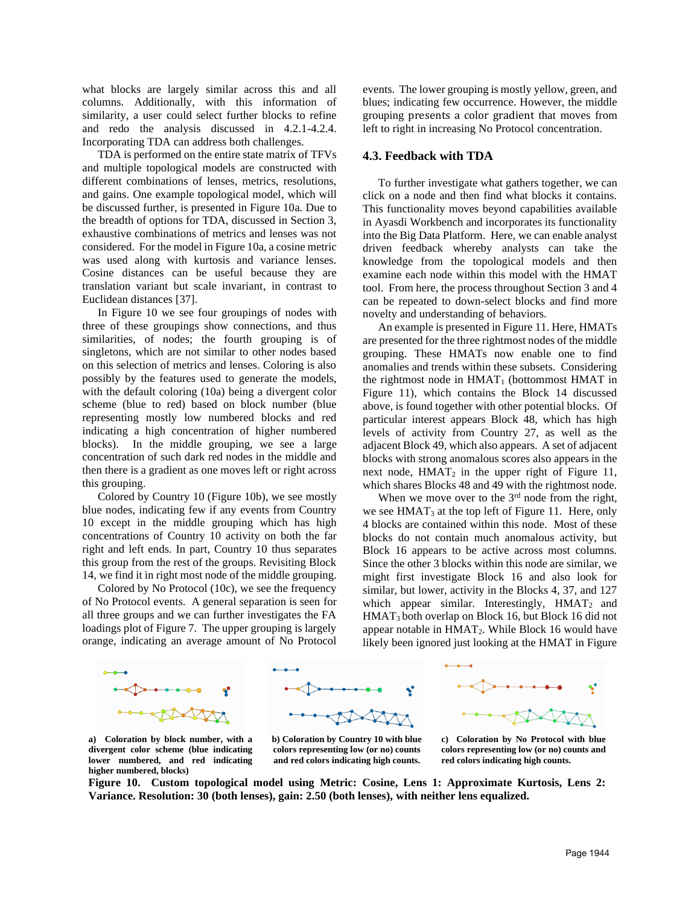what blocks are largely similar across this and all columns. Additionally, with this information of similarity, a user could select further blocks to refine and redo the analysis discussed in 4.2.1-4.2.4. Incorporating TDA can address both challenges.

TDA is performed on the entire state matrix of TFVs and multiple topological models are constructed with different combinations of lenses, metrics, resolutions, and gains. One example topological model, which will be discussed further, is presented in Figure 10a. Due to the breadth of options for TDA, discussed in Section 3, exhaustive combinations of metrics and lenses was not considered. For the model in Figure 10a, a cosine metric was used along with kurtosis and variance lenses. Cosine distances can be useful because they are translation variant but scale invariant, in contrast to Euclidean distances [37].

In Figure 10 we see four groupings of nodes with three of these groupings show connections, and thus similarities, of nodes; the fourth grouping is of singletons, which are not similar to other nodes based on this selection of metrics and lenses. Coloring is also possibly by the features used to generate the models, with the default coloring (10a) being a divergent color scheme (blue to red) based on block number (blue representing mostly low numbered blocks and red indicating a high concentration of higher numbered blocks). In the middle grouping, we see a large concentration of such dark red nodes in the middle and then there is a gradient as one moves left or right across this grouping.

Colored by Country 10 (Figure 10b), we see mostly blue nodes, indicating few if any events from Country 10 except in the middle grouping which has high concentrations of Country 10 activity on both the far right and left ends. In part, Country 10 thus separates this group from the rest of the groups. Revisiting Block 14, we find it in right most node of the middle grouping.

Colored by No Protocol (10c), we see the frequency of No Protocol events. A general separation is seen for all three groups and we can further investigates the FA loadings plot of Figure 7. The upper grouping is largely orange, indicating an average amount of No Protocol events. The lower grouping is mostly yellow, green, and blues; indicating few occurrence. However, the middle grouping presents a color gradient that moves from left to right in increasing No Protocol concentration.

## 4.3. Feedback with TDA

To further investigate what gathers together, we can click on a node and then find what blocks it contains. This functionality moves beyond capabilities available in Ayasdi Workbench and incorporates its functionality into the Big Data Platform. Here, we can enable analyst driven feedback whereby analysts can take the knowledge from the topological models and then examine each node within this model with the HMAT tool. From here, the process throughout Section 3 and 4 can be repeated to down-select blocks and find more novelty and understanding of behaviors.

An example is presented in Figure 11. Here, HMATs are presented for the three rightmost nodes of the middle grouping. These HMATs now enable one to find anomalies and trends within these subsets. Considering the rightmost node in $\text{HMAT}_1$ (bottommost HMAT in Figure 11), which contains the Block 14 discussed above, is found together with other potential blocks. Of particular interest appears Block 48, which has high levels of activity from Country 27, as well as the adjacent Block 49, which also appears. A set of adjacent blocks with strong anomalous scores also appears in the next node, $\text{HMAT}_2$ in the upper right of Figure 11, which shares Blocks 48 and 49 with the rightmost node.

When we move over to the 3rd node from the right, we see $\text{HMAT}_3$ at the top left of Figure 11. Here, only 4 blocks are contained within this node. Most of these blocks do not contain much anomalous activity, but Block 16 appears to be active across most columns. Since the other 3 blocks within this node are similar, we might first investigate Block 16 and also look for similar, but lower, activity in the Blocks 4, 37, and 127 which appear similar. Interestingly, $\text{HMAT}_2$ and $\text{HMAT}_3$ both overlap on Block 16, but Block 16 did not appear notable in $\text{HMAT}_2$. While Block 16 would have likely been ignored just looking at the HMAT in Figure

**a) Coloration by block number, with a divergent color scheme (blue indicating lower numbered, and red indicating higher numbered, blocks)**

**b) Coloration by Country 10 with blue colors representing low (or no) counts and red colors indicating high counts.**

**c) Coloration by No Protocol with blue colors representing low (or no) counts and red colors indicating high counts.**

**Figure 10. Custom topological model using Metric: Cosine, Lens 1: Approximate Kurtosis, Lens 2: Variance. Resolution: 30 (both lenses), gain: 2.50 (both lenses), with neither lens equalized.**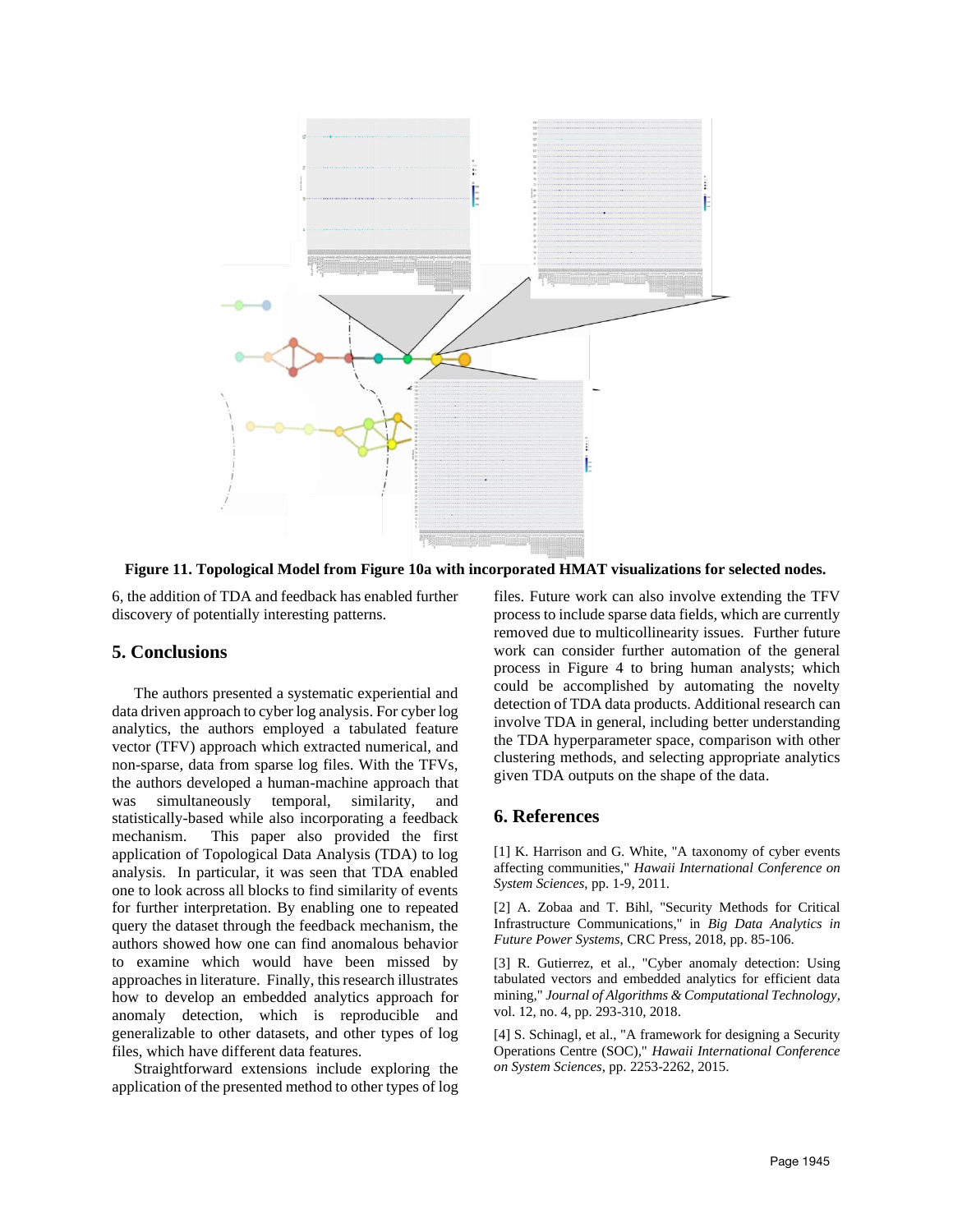**Figure 11. Topological Model from Figure 10a with incorporated HMAT visualizations for selected nodes.**

6, the addition of TDA and feedback has enabled further discovery of potentially interesting patterns.

## 5. Conclusions

The authors presented a systematic experiential and data driven approach to cyber log analysis. For cyber log analytics, the authors employed a tabulated feature vector (TFV) approach which extracted numerical, and non-sparse, data from sparse log files. With the TFVs, the authors developed a human-machine approach that was simultaneously temporal, similarity, and statistically-based while also incorporating a feedback mechanism. This paper also provided the first application of Topological Data Analysis (TDA) to log analysis. In particular, it was seen that TDA enabled one to look across all blocks to find similarity of events for further interpretation. By enabling one to repeated query the dataset through the feedback mechanism, the authors showed how one can find anomalous behavior to examine which would have been missed by approaches in literature. Finally, this research illustrates how to develop an embedded analytics approach for anomaly detection, which is reproducible and generalizable to other datasets, and other types of log files, which have different data features.

Straightforward extensions include exploring the application of the presented method to other types of log files. Future work can also involve extending the TFV process to include sparse data fields, which are currently removed due to multicollinearity issues. Further future work can consider further automation of the general process in Figure 4 to bring human analysts; which could be accomplished by automating the novelty detection of TDA data products. Additional research can involve TDA in general, including better understanding the TDA hyperparameter space, comparison with other clustering methods, and selecting appropriate analytics given TDA outputs on the shape of the data.

## 6. References

[1] K. Harrison and G. White, "A taxonomy of cyber events affecting communities," *Hawaii International Conference on System Sciences*, pp. 1-9, 2011.

[2] A. Zobaa and T. Bihl, "Security Methods for Critical Infrastructure Communications," in *Big Data Analytics in Future Power Systems*, CRC Press, 2018, pp. 85-106.

[3] R. Gutierrez, et al., "Cyber anomaly detection: Using tabulated vectors and embedded analytics for efficient data mining," *Journal of Algorithms & Computational Technology*, vol. 12, no. 4, pp. 293-310, 2018.

[4] S. Schinagl, et al., "A framework for designing a Security Operations Centre (SOC)," *Hawaii International Conference on System Sciences*, pp. 2253-2262, 2015.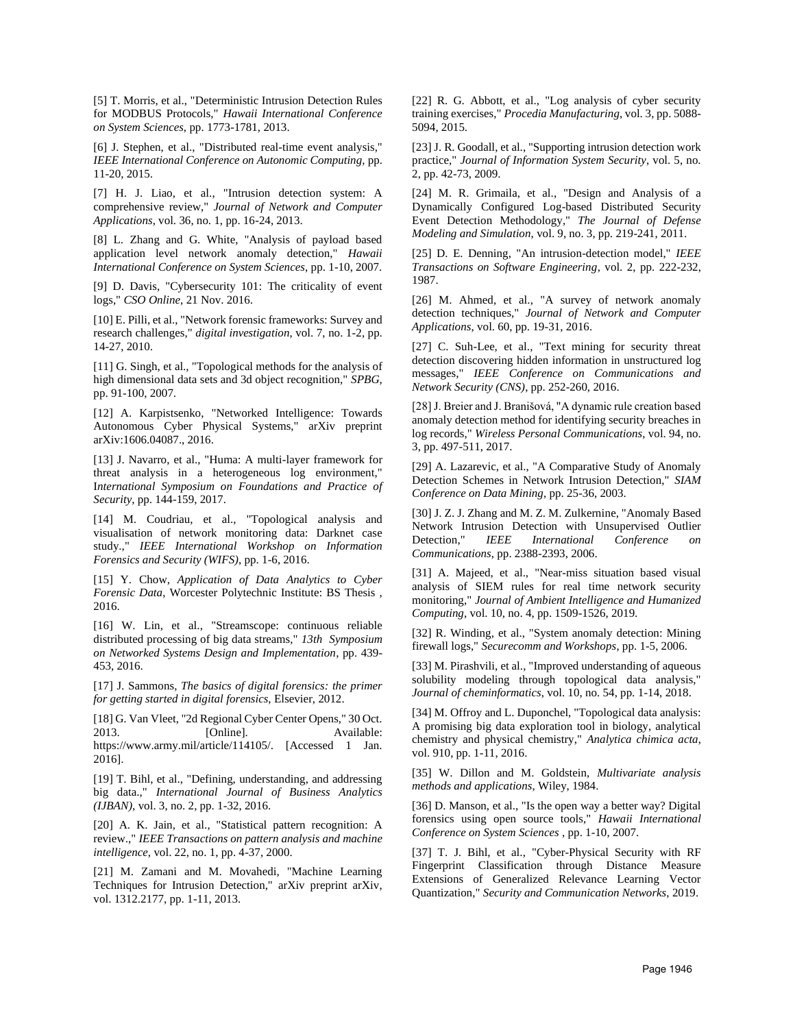[5] T. Morris, et al., "Deterministic Intrusion Detection Rules for MODBUS Protocols," *Hawaii International Conference on System Sciences*, pp. 1773-1781, 2013.

[6] J. Stephen, et al., "Distributed real-time event analysis," *IEEE International Conference on Autonomic Computing*, pp. 11-20, 2015.

[7] H. J. Liao, et al., "Intrusion detection system: A comprehensive review," *Journal of Network and Computer Applications*, vol. 36, no. 1, pp. 16-24, 2013.

[8] L. Zhang and G. White, "Analysis of payload based application level network anomaly detection," *Hawaii International Conference on System Sciences*, pp. 1-10, 2007.

[9] D. Davis, "Cybersecurity 101: The criticality of event logs," *CSO Online*, 21 Nov. 2016.

[10] E. Pilli, et al., "Network forensic frameworks: Survey and research challenges," *digital investigation*, vol. 7, no. 1-2, pp. 14-27, 2010.

[11] G. Singh, et al., "Topological methods for the analysis of high dimensional data sets and 3d object recognition," *SPBG*, pp. 91-100, 2007.

[12] A. Karpistsenko, "Networked Intelligence: Towards Autonomous Cyber Physical Systems," arXiv preprint arXiv:1606.04087., 2016.

[13] J. Navarro, et al., "Huma: A multi-layer framework for threat analysis in a heterogeneous log environment," I*nternational Symposium on Foundations and Practice of Security*, pp. 144-159, 2017.

[14] M. Coudriau, et al., "Topological analysis and visualisation of network monitoring data: Darknet case study.," *IEEE International Workshop on Information Forensics and Security (WIFS)*, pp. 1-6, 2016.

[15] Y. Chow, *Application of Data Analytics to Cyber Forensic Data*, Worcester Polytechnic Institute: BS Thesis , 2016.

[16] W. Lin, et al., "Streamscope: continuous reliable distributed processing of big data streams," *13th Symposium on Networked Systems Design and Implementation*, pp. 439-453, 2016.

[17] J. Sammons, *The basics of digital forensics: the primer for getting started in digital forensics*, Elsevier, 2012.

[18] G. Van Vleet, "2d Regional Cyber Center Opens," 30 Oct. 2013. [Online]. Available: https://www.army.mil/article/114105/. [Accessed 1 Jan. 2016].

[19] T. Bihl, et al., "Defining, understanding, and addressing big data.," *International Journal of Business Analytics (IJBAN)*, vol. 3, no. 2, pp. 1-32, 2016.

[20] A. K. Jain, et al., "Statistical pattern recognition: A review.," *IEEE Transactions on pattern analysis and machine intelligence*, vol. 22, no. 1, pp. 4-37, 2000.

[21] M. Zamani and M. Movahedi, "Machine Learning Techniques for Intrusion Detection," arXiv preprint arXiv, vol. 1312.2177, pp. 1-11, 2013.

[22] R. G. Abbott, et al., "Log analysis of cyber security training exercises," *Procedia Manufacturing*, vol. 3, pp. 5088-5094, 2015.

[23] J. R. Goodall, et al., "Supporting intrusion detection work practice," *Journal of Information System Security*, vol. 5, no. 2, pp. 42-73, 2009.

[24] M. R. Grimaila, et al., "Design and Analysis of a Dynamically Configured Log-based Distributed Security Event Detection Methodology," *The Journal of Defense Modeling and Simulation*, vol. 9, no. 3, pp. 219-241, 2011.

[25] D. E. Denning, "An intrusion-detection model," *IEEE Transactions on Software Engineering*, vol. 2, pp. 222-232, 1987.

[26] M. Ahmed, et al., "A survey of network anomaly detection techniques," *Journal of Network and Computer Applications*, vol. 60, pp. 19-31, 2016.

[27] C. Suh-Lee, et al., "Text mining for security threat detection discovering hidden information in unstructured log messages," *IEEE Conference on Communications and Network Security (CNS)*, pp. 252-260, 2016.

[28] J. Breier and J. Branišová, "A dynamic rule creation based anomaly detection method for identifying security breaches in log records," *Wireless Personal Communications*, vol. 94, no. 3, pp. 497-511, 2017.

[29] A. Lazarevic, et al., "A Comparative Study of Anomaly Detection Schemes in Network Intrusion Detection," *SIAM Conference on Data Mining*, pp. 25-36, 2003.

[30] J. Z. J. Zhang and M. Z. M. Zulkernine, "Anomaly Based Network Intrusion Detection with Unsupervised Outlier Detection," *IEEE International Conference on Communications*, pp. 2388-2393, 2006.

[31] A. Majeed, et al., "Near-miss situation based visual analysis of SIEM rules for real time network security monitoring," *Journal of Ambient Intelligence and Humanized Computing*, vol. 10, no. 4, pp. 1509-1526, 2019.

[32] R. Winding, et al., "System anomaly detection: Mining firewall logs," *Securecomm and Workshops*, pp. 1-5, 2006.

[33] M. Pirashvili, et al., "Improved understanding of aqueous solubility modeling through topological data analysis," *Journal of cheminformatics*, vol. 10, no. 54, pp. 1-14, 2018.

[34] M. Offroy and L. Duponchel, "Topological data analysis: A promising big data exploration tool in biology, analytical chemistry and physical chemistry," *Analytica chimica acta*, vol. 910, pp. 1-11, 2016.

[35] W. Dillon and M. Goldstein, *Multivariate analysis methods and applications*, Wiley, 1984.

[36] D. Manson, et al., "Is the open way a better way? Digital forensics using open source tools," *Hawaii International Conference on System Sciences* , pp. 1-10, 2007.

[37] T. J. Bihl, et al., "Cyber-Physical Security with RF Fingerprint Classification through Distance Measure Extensions of Generalized Relevance Learning Vector Quantization," *Security and Communication Networks*, 2019.